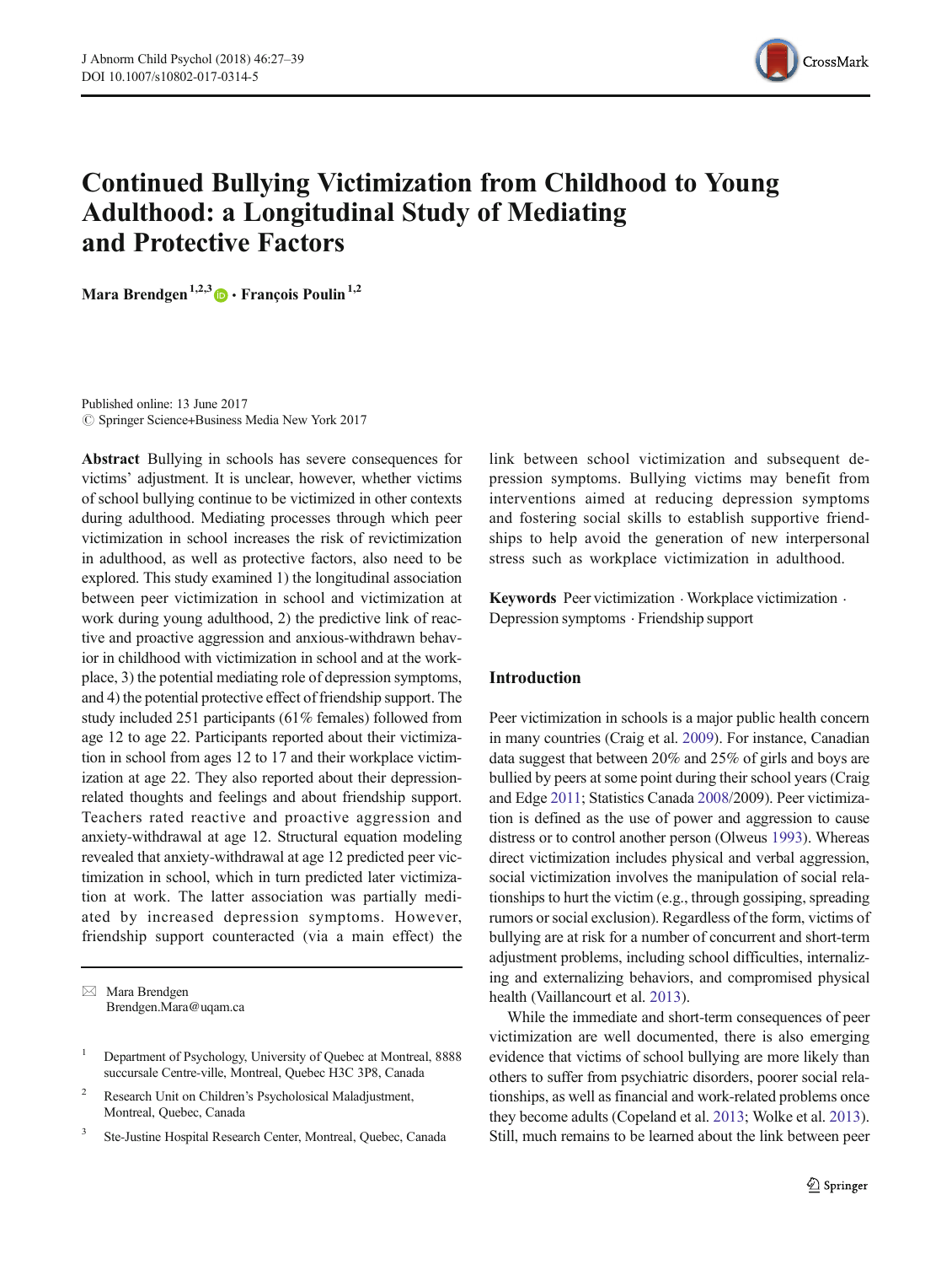# Continued Bullying Victimization from Childhood to Young Adulthood: a Longitudinal Study of Mediating and Protective Factors

**Mara Brendgen**[1,2,3] **· François Poulin**[1,2]

Published online: 13 June 2017
© Springer Science+Business Media New York 2017

**Abstract** Bullying in schools has severe consequences for victims' adjustment. It is unclear, however, whether victims of school bullying continue to be victimized in other contexts during adulthood. Mediating processes through which peer victimization in school increases the risk of revictimization in adulthood, as well as protective factors, also need to be explored. This study examined 1) the longitudinal association between peer victimization in school and victimization at work during young adulthood, 2) the predictive link of reactive and proactive aggression and anxious-withdrawn behavior in childhood with victimization in school and at the workplace, 3) the potential mediating role of depression symptoms, and 4) the potential protective effect of friendship support. The study included 251 participants (61% females) followed from age 12 to age 22. Participants reported about their victimization in school from ages 12 to 17 and their workplace victimization at age 22. They also reported about their depression-related thoughts and feelings and about friendship support. Teachers rated reactive and proactive aggression and anxiety-withdrawal at age 12. Structural equation modeling revealed that anxiety-withdrawal at age 12 predicted peer victimization in school, which in turn predicted later victimization at work. The latter association was partially mediated by increased depression symptoms. However, friendship support counteracted (via a main effect) the link between school victimization and subsequent depression symptoms. Bullying victims may benefit from interventions aimed at reducing depression symptoms and fostering social skills to establish supportive friendships to help avoid the generation of new interpersonal stress such as workplace victimization in adulthood.

**Keywords** Peer victimization · Workplace victimization · Depression symptoms · Friendship support

✉ Mara Brendgen
Brendgen.Mara@uqam.ca

[1] Department of Psychology, University of Quebec at Montreal, 8888 succursale Centre-ville, Montreal, Quebec H3C 3P8, Canada

[2] Research Unit on Children's Psychosolocial Maladjustment, Montreal, Quebec, Canada

[3] Ste-Justine Hospital Research Center, Montreal, Quebec, Canada

## Introduction

Peer victimization in schools is a major public health concern in many countries (Craig et al. 2009). For instance, Canadian data suggest that between 20% and 25% of girls and boys are bullied by peers at some point during their school years (Craig and Edge 2011; Statistics Canada 2008/2009). Peer victimization is defined as the use of power and aggression to cause distress or to control another person (Olweus 1993). Whereas direct victimization includes physical and verbal aggression, social victimization involves the manipulation of social relationships to hurt the victim (e.g., through gossiping, spreading rumors or social exclusion). Regardless of the form, victims of bullying are at risk for a number of concurrent and short-term adjustment problems, including school difficulties, internalizing and externalizing behaviors, and compromised physical health (Vaillancourt et al. 2013).

While the immediate and short-term consequences of peer victimization are well documented, there is also emerging evidence that victims of school bullying are more likely than others to suffer from psychiatric disorders, poorer social relationships, as well as financial and work-related problems once they become adults (Copeland et al. 2013; Wolke et al. 2013). Still, much remains to be learned about the link between peer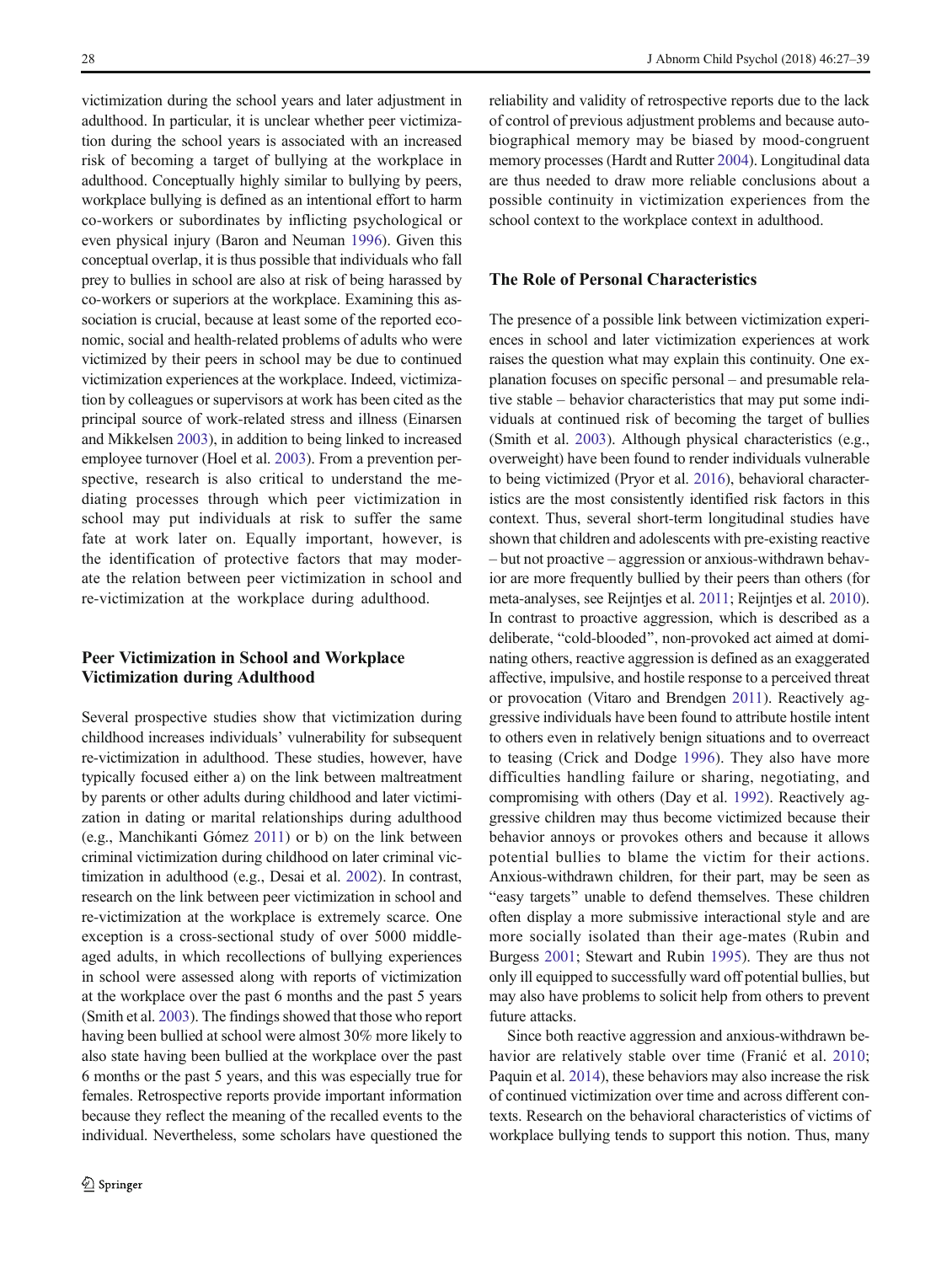victimization during the school years and later adjustment in adulthood. In particular, it is unclear whether peer victimization during the school years is associated with an increased risk of becoming a target of bullying at the workplace in adulthood. Conceptually highly similar to bullying by peers, workplace bullying is defined as an intentional effort to harm co-workers or subordinates by inflicting psychological or even physical injury (Baron and Neuman 1996). Given this conceptual overlap, it is thus possible that individuals who fall prey to bullies in school are also at risk of being harassed by co-workers or superiors at the workplace. Examining this association is crucial, because at least some of the reported economic, social and health-related problems of adults who were victimized by their peers in school may be due to continued victimization experiences at the workplace. Indeed, victimization by colleagues or supervisors at work has been cited as the principal source of work-related stress and illness (Einarsen and Mikkelsen 2003), in addition to being linked to increased employee turnover (Hoel et al. 2003). From a prevention perspective, research is also critical to understand the mediating processes through which peer victimization in school may put individuals at risk to suffer the same fate at work later on. Equally important, however, is the identification of protective factors that may moderate the relation between peer victimization in school and re-victimization at the workplace during adulthood.

## Peer Victimization in School and Workplace Victimization during Adulthood

Several prospective studies show that victimization during childhood increases individuals' vulnerability for subsequent re-victimization in adulthood. These studies, however, have typically focused either a) on the link between maltreatment by parents or other adults during childhood and later victimization in dating or marital relationships during adulthood (e.g., Manchikanti Gómez 2011) or b) on the link between criminal victimization during childhood on later criminal victimization in adulthood (e.g., Desai et al. 2002). In contrast, research on the link between peer victimization in school and re-victimization at the workplace is extremely scarce. One exception is a cross-sectional study of over 5000 middle-aged adults, in which recollections of bullying experiences in school were assessed along with reports of victimization at the workplace over the past 6 months and the past 5 years (Smith et al. 2003). The findings showed that those who report having been bullied at school were almost 30% more likely to also state having been bullied at the workplace over the past 6 months or the past 5 years, and this was especially true for females. Retrospective reports provide important information because they reflect the meaning of the recalled events to the individual. Nevertheless, some scholars have questioned the reliability and validity of retrospective reports due to the lack of control of previous adjustment problems and because autobiographical memory may be biased by mood-congruent memory processes (Hardt and Rutter 2004). Longitudinal data are thus needed to draw more reliable conclusions about a possible continuity in victimization experiences from the school context to the workplace context in adulthood.

## The Role of Personal Characteristics

The presence of a possible link between victimization experiences in school and later victimization experiences at work raises the question what may explain this continuity. One explanation focuses on specific personal – and presumable relative stable – behavior characteristics that may put some individuals at continued risk of becoming the target of bullies (Smith et al. 2003). Although physical characteristics (e.g., overweight) have been found to render individuals vulnerable to being victimized (Pryor et al. 2016), behavioral characteristics are the most consistently identified risk factors in this context. Thus, several short-term longitudinal studies have shown that children and adolescents with pre-existing reactive – but not proactive – aggression or anxious-withdrawn behavior are more frequently bullied by their peers than others (for meta-analyses, see Reijntjes et al. 2011; Reijntjes et al. 2010). In contrast to proactive aggression, which is described as a deliberate, "cold-blooded", non-provoked act aimed at dominating others, reactive aggression is defined as an exaggerated affective, impulsive, and hostile response to a perceived threat or provocation (Vitaro and Brendgen 2011). Reactively aggressive individuals have been found to attribute hostile intent to others even in relatively benign situations and to overreact to teasing (Crick and Dodge 1996). They also have more difficulties handling failure or sharing, negotiating, and compromising with others (Day et al. 1992). Reactively aggressive children may thus become victimized because their behavior annoys or provokes others and because it allows potential bullies to blame the victim for their actions. Anxious-withdrawn children, for their part, may be seen as "easy targets" unable to defend themselves. These children often display a more submissive interactional style and are more socially isolated than their age-mates (Rubin and Burgess 2001; Stewart and Rubin 1995). They are thus not only ill equipped to successfully ward off potential bullies, but may also have problems to solicit help from others to prevent future attacks.

Since both reactive aggression and anxious-withdrawn behavior are relatively stable over time (Franić et al. 2010; Paquin et al. 2014), these behaviors may also increase the risk of continued victimization over time and across different contexts. Research on the behavioral characteristics of victims of workplace bullying tends to support this notion. Thus, many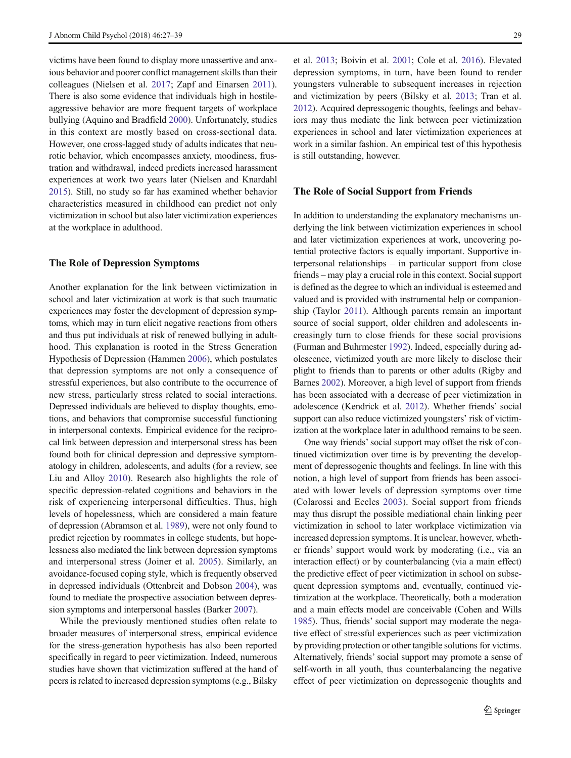victims have been found to display more unassertive and anxious behavior and poorer conflict management skills than their colleagues (Nielsen et al. 2017; Zapf and Einarsen 2011). There is also some evidence that individuals high in hostile-aggressive behavior are more frequent targets of workplace bullying (Aquino and Bradfield 2000). Unfortunately, studies in this context are mostly based on cross-sectional data. However, one cross-lagged study of adults indicates that neurotic behavior, which encompasses anxiety, moodiness, frustration and withdrawal, indeed predicts increased harassment experiences at work two years later (Nielsen and Knardahl 2015). Still, no study so far has examined whether behavior characteristics measured in childhood can predict not only victimization in school but also later victimization experiences at the workplace in adulthood.

## The Role of Depression Symptoms

Another explanation for the link between victimization in school and later victimization at work is that such traumatic experiences may foster the development of depression symptoms, which may in turn elicit negative reactions from others and thus put individuals at risk of renewed bullying in adulthood. This explanation is rooted in the Stress Generation Hypothesis of Depression (Hammen 2006), which postulates that depression symptoms are not only a consequence of stressful experiences, but also contribute to the occurrence of new stress, particularly stress related to social interactions. Depressed individuals are believed to display thoughts, emotions, and behaviors that compromise successful functioning in interpersonal contexts. Empirical evidence for the reciprocal link between depression and interpersonal stress has been found both for clinical depression and depressive symptomatology in children, adolescents, and adults (for a review, see Liu and Alloy 2010). Research also highlights the role of specific depression-related cognitions and behaviors in the risk of experiencing interpersonal difficulties. Thus, high levels of hopelessness, which are considered a main feature of depression (Abramson et al. 1989), were not only found to predict rejection by roommates in college students, but hopelessness also mediated the link between depression symptoms and interpersonal stress (Joiner et al. 2005). Similarly, an avoidance-focused coping style, which is frequently observed in depressed individuals (Ottenbreit and Dobson 2004), was found to mediate the prospective association between depression symptoms and interpersonal hassles (Barker 2007).

While the previously mentioned studies often relate to broader measures of interpersonal stress, empirical evidence for the stress-generation hypothesis has also been reported specifically in regard to peer victimization. Indeed, numerous studies have shown that victimization suffered at the hand of peers is related to increased depression symptoms (e.g., Bilsky et al. 2013; Boivin et al. 2001; Cole et al. 2016). Elevated depression symptoms, in turn, have been found to render youngsters vulnerable to subsequent increases in rejection and victimization by peers (Bilsky et al. 2013; Tran et al. 2012). Acquired depressogenic thoughts, feelings and behaviors may thus mediate the link between peer victimization experiences in school and later victimization experiences at work in a similar fashion. An empirical test of this hypothesis is still outstanding, however.

## The Role of Social Support from Friends

In addition to understanding the explanatory mechanisms underlying the link between victimization experiences in school and later victimization experiences at work, uncovering potential protective factors is equally important. Supportive interpersonal relationships – in particular support from close friends – may play a crucial role in this context. Social support is defined as the degree to which an individual is esteemed and valued and is provided with instrumental help or companionship (Taylor 2011). Although parents remain an important source of social support, older children and adolescents increasingly turn to close friends for these social provisions (Furman and Buhrmester 1992). Indeed, especially during adolescence, victimized youth are more likely to disclose their plight to friends than to parents or other adults (Rigby and Barnes 2002). Moreover, a high level of support from friends has been associated with a decrease of peer victimization in adolescence (Kendrick et al. 2012). Whether friends' social support can also reduce victimized youngsters' risk of victimization at the workplace later in adulthood remains to be seen.

One way friends' social support may offset the risk of continued victimization over time is by preventing the development of depressogenic thoughts and feelings. In line with this notion, a high level of support from friends has been associated with lower levels of depression symptoms over time (Colarossi and Eccles 2003). Social support from friends may thus disrupt the possible mediational chain linking peer victimization in school to later workplace victimization via increased depression symptoms. It is unclear, however, whether friends' support would work by moderating (i.e., via an interaction effect) or by counterbalancing (via a main effect) the predictive effect of peer victimization in school on subsequent depression symptoms and, eventually, continued victimization at the workplace. Theoretically, both a moderation and a main effects model are conceivable (Cohen and Wills 1985). Thus, friends' social support may moderate the negative effect of stressful experiences such as peer victimization by providing protection or other tangible solutions for victims. Alternatively, friends' social support may promote a sense of self-worth in all youth, thus counterbalancing the negative effect of peer victimization on depressogenic thoughts and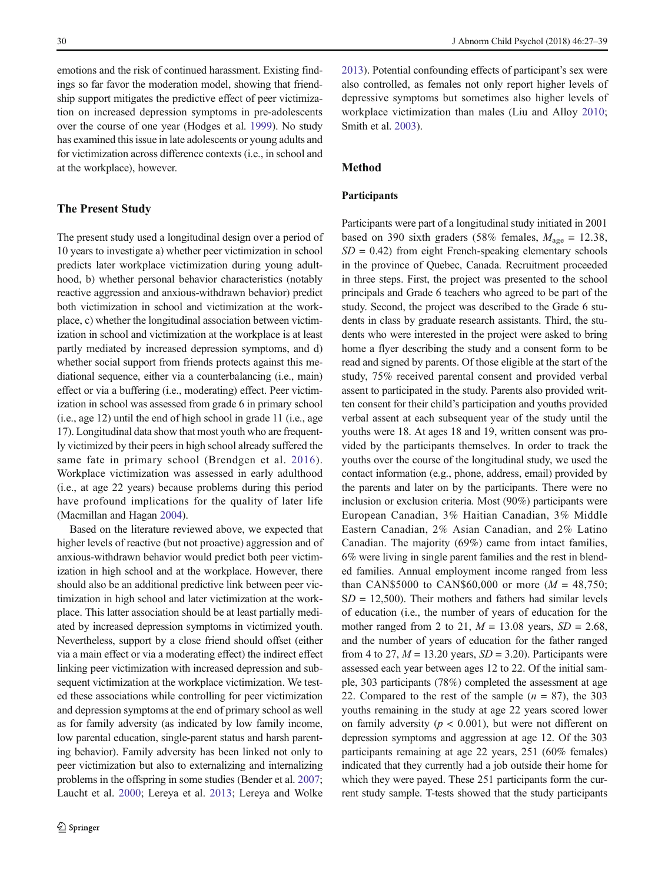emotions and the risk of continued harassment. Existing findings so far favor the moderation model, showing that friendship support mitigates the predictive effect of peer victimization on increased depression symptoms in pre-adolescents over the course of one year (Hodges et al. 1999). No study has examined this issue in late adolescents or young adults and for victimization across difference contexts (i.e., in school and at the workplace), however.

## The Present Study

The present study used a longitudinal design over a period of 10 years to investigate a) whether peer victimization in school predicts later workplace victimization during young adulthood, b) whether personal behavior characteristics (notably reactive aggression and anxious-withdrawn behavior) predict both victimization in school and victimization at the workplace, c) whether the longitudinal association between victimization in school and victimization at the workplace is at least partly mediated by increased depression symptoms, and d) whether social support from friends protects against this mediational sequence, either via a counterbalancing (i.e., main) effect or via a buffering (i.e., moderating) effect. Peer victimization in school was assessed from grade 6 in primary school (i.e., age 12) until the end of high school in grade 11 (i.e., age 17). Longitudinal data show that most youth who are frequently victimized by their peers in high school already suffered the same fate in primary school (Brendgen et al. 2016). Workplace victimization was assessed in early adulthood (i.e., at age 22 years) because problems during this period have profound implications for the quality of later life (Macmillan and Hagan 2004).

Based on the literature reviewed above, we expected that higher levels of reactive (but not proactive) aggression and of anxious-withdrawn behavior would predict both peer victimization in high school and at the workplace. However, there should also be an additional predictive link between peer victimization in high school and later victimization at the workplace. This latter association should be at least partially mediated by increased depression symptoms in victimized youth. Nevertheless, support by a close friend should offset (either via a main effect or via a moderating effect) the indirect effect linking peer victimization with increased depression and subsequent victimization at the workplace victimization. We tested these associations while controlling for peer victimization and depression symptoms at the end of primary school as well as for family adversity (as indicated by low family income, low parental education, single-parent status and harsh parenting behavior). Family adversity has been linked not only to peer victimization but also to externalizing and internalizing problems in the offspring in some studies (Bender et al. 2007; Laucht et al. 2000; Lereya et al. 2013; Lereya and Wolke 2013). Potential confounding effects of participant's sex were also controlled, as females not only report higher levels of depressive symptoms but sometimes also higher levels of workplace victimization than males (Liu and Alloy 2010; Smith et al. 2003).

## Method

### Participants

Participants were part of a longitudinal study initiated in 2001 based on 390 sixth graders (58% females, $M_{\text{age}} = 12.38$, $SD = 0.42$) from eight French-speaking elementary schools in the province of Quebec, Canada. Recruitment proceeded in three steps. First, the project was presented to the school principals and Grade 6 teachers who agreed to be part of the study. Second, the project was described to the Grade 6 students in class by graduate research assistants. Third, the students who were interested in the project were asked to bring home a flyer describing the study and a consent form to be read and signed by parents. Of those eligible at the start of the study, 75% received parental consent and provided verbal assent to participated in the study. Parents also provided written consent for their child's participation and youths provided verbal assent at each subsequent year of the study until the youths were 18. At ages 18 and 19, written consent was provided by the participants themselves. In order to track the youths over the course of the longitudinal study, we used the contact information (e.g., phone, address, email) provided by the parents and later on by the participants. There were no inclusion or exclusion criteria. Most (90%) participants were European Canadian, 3% Haitian Canadian, 3% Middle Eastern Canadian, 2% Asian Canadian, and 2% Latino Canadian. The majority (69%) came from intact families, 6% were living in single parent families and the rest in blended families. Annual employment income ranged from less than CAN\$5000 to CAN\$60,000 or more ($M = 48{,}750$; $SD = 12{,}500$). Their mothers and fathers had similar levels of education (i.e., the number of years of education for the mother ranged from 2 to 21, $M = 13.08$ years, $SD = 2.68$, and the number of years of education for the father ranged from 4 to 27, $M = 13.20$ years, $SD = 3.20$). Participants were assessed each year between ages 12 to 22. Of the initial sample, 303 participants (78%) completed the assessment at age 22. Compared to the rest of the sample ($n = 87$), the 303 youths remaining in the study at age 22 years scored lower on family adversity ($p < 0.001$), but were not different on depression symptoms and aggression at age 12. Of the 303 participants remaining at age 22 years, 251 (60% females) indicated that they currently had a job outside their home for which they were payed. These 251 participants form the current study sample. T-tests showed that the study participants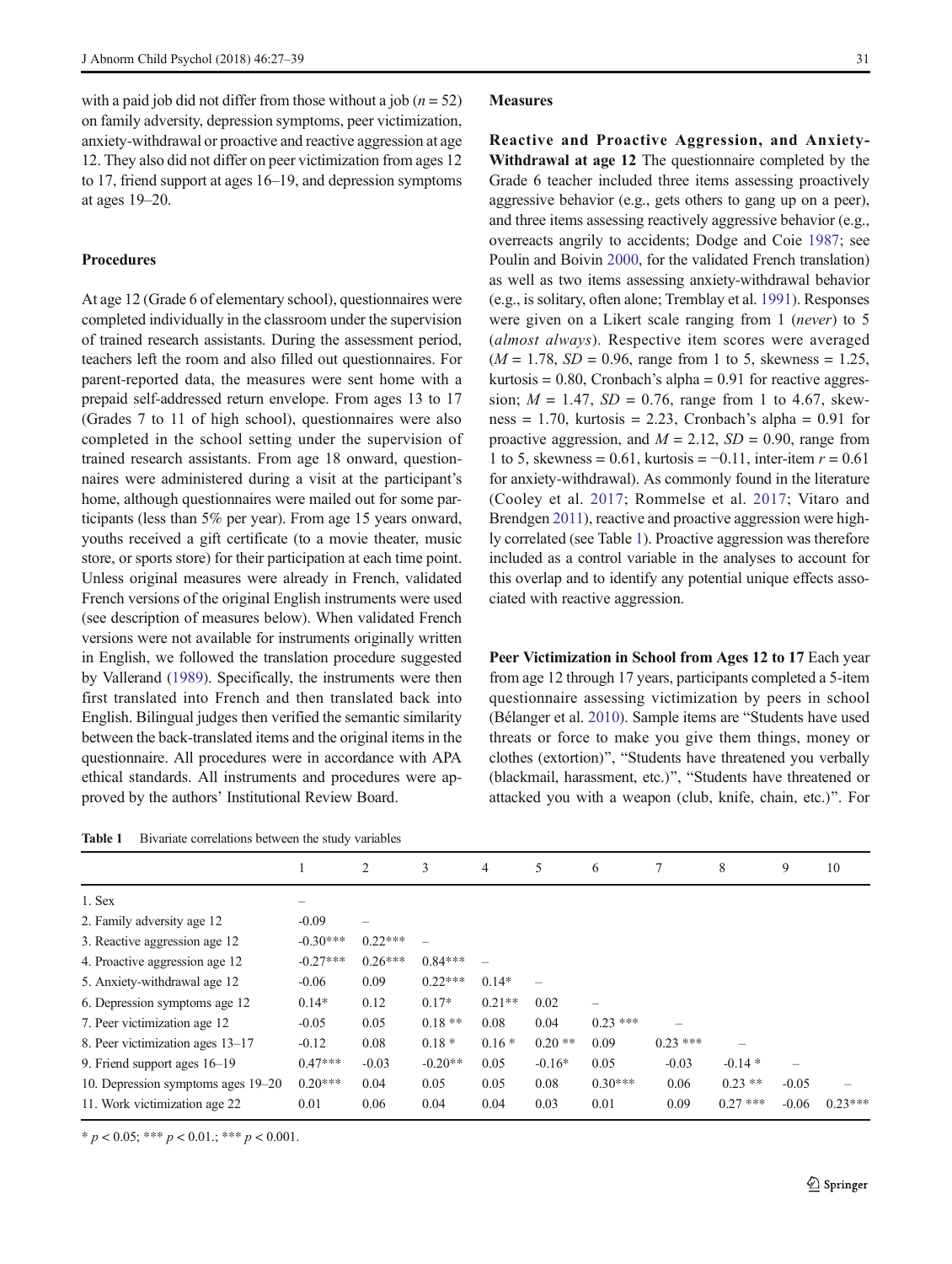with a paid job did not differ from those without a job ($n = 52$) on family adversity, depression symptoms, peer victimization, anxiety-withdrawal or proactive and reactive aggression at age 12. They also did not differ on peer victimization from ages 12 to 17, friend support at ages 16–19, and depression symptoms at ages 19–20.

### Procedures

At age 12 (Grade 6 of elementary school), questionnaires were completed individually in the classroom under the supervision of trained research assistants. During the assessment period, teachers left the room and also filled out questionnaires. For parent-reported data, the measures were sent home with a prepaid self-addressed return envelope. From ages 13 to 17 (Grades 7 to 11 of high school), questionnaires were also completed in the school setting under the supervision of trained research assistants. From age 18 onward, questionnaires were administered during a visit at the participant's home, although questionnaires were mailed out for some participants (less than 5% per year). From age 15 years onward, youths received a gift certificate (to a movie theater, music store, or sports store) for their participation at each time point. Unless original measures were already in French, validated French versions of the original English instruments were used (see description of measures below). When validated French versions were not available for instruments originally written in English, we followed the translation procedure suggested by Vallerand (1989). Specifically, the instruments were then first translated into French and then translated back into English. Bilingual judges then verified the semantic similarity between the back-translated items and the original items in the questionnaire. All procedures were in accordance with APA ethical standards. All instruments and procedures were approved by the authors' Institutional Review Board.

### Measures

**Reactive and Proactive Aggression, and Anxiety-Withdrawal at age 12** The questionnaire completed by the Grade 6 teacher included three items assessing proactively aggressive behavior (e.g., gets others to gang up on a peer), and three items assessing reactively aggressive behavior (e.g., overreacts angrily to accidents; Dodge and Coie 1987; see Poulin and Boivin 2000, for the validated French translation) as well as two items assessing anxiety-withdrawal behavior (e.g., is solitary, often alone; Tremblay et al. 1991). Responses were given on a Likert scale ranging from 1 (*never*) to 5 (*almost always*). Respective item scores were averaged ($M = 1.78$, $SD = 0.96$, range from 1 to 5, skewness = 1.25, kurtosis = 0.80, Cronbach's alpha = 0.91 for reactive aggression; $M = 1.47$, $SD = 0.76$, range from 1 to 4.67, skewness = 1.70, kurtosis = 2.23, Cronbach's alpha = 0.91 for proactive aggression, and $M = 2.12$, $SD = 0.90$, range from 1 to 5, skewness = 0.61, kurtosis = −0.11, inter-item $r = 0.61$ for anxiety-withdrawal). As commonly found in the literature (Cooley et al. 2017; Rommelse et al. 2017; Vitaro and Brendgen 2011), reactive and proactive aggression were highly correlated (see Table 1). Proactive aggression was therefore included as a control variable in the analyses to account for this overlap and to identify any potential unique effects associated with reactive aggression.

**Peer Victimization in School from Ages 12 to 17** Each year from age 12 through 17 years, participants completed a 5-item questionnaire assessing victimization by peers in school (Bélanger et al. 2010). Sample items are "Students have used threats or force to make you give them things, money or clothes (extortion)", "Students have threatened you verbally (blackmail, harassment, etc.)", "Students have threatened or attacked you with a weapon (club, knife, chain, etc.)". For

**Table 1** Bivariate correlations between the study variables

| | 1 | 2 | 3 | 4 | 5 | 6 | 7 | 8 | 9 | 10 |
|---|---|---|---|---|---|---|---|---|---|---|
| 1. Sex | – | | | | | | | | | |
| 2. Family adversity age 12 | -0.09 | – | | | | | | | | |
| 3. Reactive aggression age 12 | -0.30*** | 0.22*** | – | | | | | | | |
| 4. Proactive aggression age 12 | -0.27*** | 0.26*** | 0.84*** | – | | | | | | |
| 5. Anxiety-withdrawal age 12 | -0.06 | 0.09 | 0.22*** | 0.14* | – | | | | | |
| 6. Depression symptoms age 12 | 0.14* | 0.12 | 0.17* | 0.21** | 0.02 | – | | | | |
| 7. Peer victimization age 12 | -0.05 | 0.05 | 0.18 ** | 0.08 | 0.04 | 0.23 *** | – | | | |
| 8. Peer victimization ages 13–17 | -0.12 | 0.08 | 0.18 * | 0.16 * | 0.20 ** | 0.09 | 0.23 *** | – | | |
| 9. Friend support ages 16–19 | 0.47*** | -0.03 | -0.20** | 0.05 | -0.16* | 0.05 | -0.03 | -0.14 * | – | |
| 10. Depression symptoms ages 19–20 | 0.20*** | 0.04 | 0.05 | 0.05 | 0.08 | 0.30*** | 0.06 | 0.23 ** | -0.05 | – |
| 11. Work victimization age 22 | 0.01 | 0.06 | 0.04 | 0.04 | 0.03 | 0.01 | 0.09 | 0.27 *** | -0.06 | 0.23*** |

\* $p < 0.05$; *** $p < 0.01$.; *** $p < 0.001$.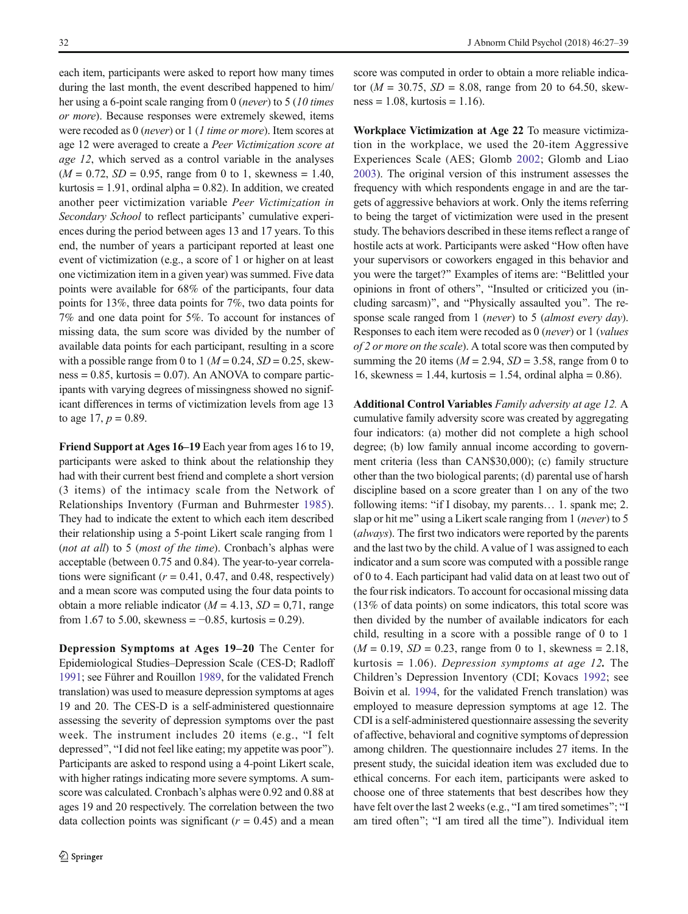each item, participants were asked to report how many times during the last month, the event described happened to him/her using a 6-point scale ranging from 0 (*never*) to 5 (*10 times or more*). Because responses were extremely skewed, items were recoded as 0 (*never*) or 1 (*1 time or more*). Item scores at age 12 were averaged to create a *Peer Victimization score at age 12*, which served as a control variable in the analyses ($M = 0.72$, $SD = 0.95$, range from 0 to 1, skewness = 1.40, kurtosis = 1.91, ordinal alpha = 0.82). In addition, we created another peer victimization variable *Peer Victimization in Secondary School* to reflect participants' cumulative experiences during the period between ages 13 and 17 years. To this end, the number of years a participant reported at least one event of victimization (e.g., a score of 1 or higher on at least one victimization item in a given year) was summed. Five data points were available for 68% of the participants, four data points for 13%, three data points for 7%, two data points for 7% and one data point for 5%. To account for instances of missing data, the sum score was divided by the number of available data points for each participant, resulting in a score with a possible range from 0 to 1 ($M = 0.24$, $SD = 0.25$, skewness = 0.85, kurtosis = 0.07). An ANOVA to compare participants with varying degrees of missingness showed no significant differences in terms of victimization levels from age 13 to age 17, $p = 0.89$.

**Friend Support at Ages 16–19** Each year from ages 16 to 19, participants were asked to think about the relationship they had with their current best friend and complete a short version (3 items) of the intimacy scale from the Network of Relationships Inventory (Furman and Buhrmester 1985). They had to indicate the extent to which each item described their relationship using a 5-point Likert scale ranging from 1 (*not at all*) to 5 (*most of the time*). Cronbach's alphas were acceptable (between 0.75 and 0.84). The year-to-year correlations were significant ($r = 0.41$, 0.47, and 0.48, respectively) and a mean score was computed using the four data points to obtain a more reliable indicator ($M = 4.13$, $SD = 0{,}71$, range from 1.67 to 5.00, skewness = −0.85, kurtosis = 0.29).

**Depression Symptoms at Ages 19–20** The Center for Epidemiological Studies–Depression Scale (CES-D; Radloff 1991; see Führer and Rouillon 1989, for the validated French translation) was used to measure depression symptoms at ages 19 and 20. The CES-D is a self-administered questionnaire assessing the severity of depression symptoms over the past week. The instrument includes 20 items (e.g., "I felt depressed", "I did not feel like eating; my appetite was poor"). Participants are asked to respond using a 4-point Likert scale, with higher ratings indicating more severe symptoms. A sum-score was calculated. Cronbach's alphas were 0.92 and 0.88 at ages 19 and 20 respectively. The correlation between the two data collection points was significant ($r = 0.45$) and a mean score was computed in order to obtain a more reliable indicator ($M = 30.75$, $SD = 8.08$, range from 20 to 64.50, skewness = 1.08, kurtosis = 1.16).

**Workplace Victimization at Age 22** To measure victimization in the workplace, we used the 20-item Aggressive Experiences Scale (AES; Glomb 2002; Glomb and Liao 2003). The original version of this instrument assesses the frequency with which respondents engage in and are the targets of aggressive behaviors at work. Only the items referring to being the target of victimization were used in the present study. The behaviors described in these items reflect a range of hostile acts at work. Participants were asked "How often have your supervisors or coworkers engaged in this behavior and you were the target?" Examples of items are: "Belittled your opinions in front of others", "Insulted or criticized you (including sarcasm)", and "Physically assaulted you". The response scale ranged from 1 (*never*) to 5 (*almost every day*). Responses to each item were recoded as 0 (*never*) or 1 (*values of 2 or more on the scale*). A total score was then computed by summing the 20 items ($M = 2.94$, $SD = 3.58$, range from 0 to 16, skewness = 1.44, kurtosis = 1.54, ordinal alpha = 0.86).

**Additional Control Variables** *Family adversity at age 12.* A cumulative family adversity score was created by aggregating four indicators: (a) mother did not complete a high school degree; (b) low family annual income according to government criteria (less than CAN$30,000); (c) family structure other than the two biological parents; (d) parental use of harsh discipline based on a score greater than 1 on any of the two following items: "if I disobay, my parents… 1. spank me; 2. slap or hit me" using a Likert scale ranging from 1 (*never*) to 5 (*always*). The first two indicators were reported by the parents and the last two by the child. A value of 1 was assigned to each indicator and a sum score was computed with a possible range of 0 to 4. Each participant had valid data on at least two out of the four risk indicators. To account for occasional missing data (13% of data points) on some indicators, this total score was then divided by the number of available indicators for each child, resulting in a score with a possible range of 0 to 1 ($M = 0.19$, $SD = 0.23$, range from 0 to 1, skewness = 2.18, kurtosis = 1.06). ***Depression symptoms at age 12.*** The Children's Depression Inventory (CDI; Kovacs 1992; see Boivin et al. 1994, for the validated French translation) was employed to measure depression symptoms at age 12. The CDI is a self-administered questionnaire assessing the severity of affective, behavioral and cognitive symptoms of depression among children. The questionnaire includes 27 items. In the present study, the suicidal ideation item was excluded due to ethical concerns. For each item, participants were asked to choose one of three statements that best describes how they have felt over the last 2 weeks (e.g., "I am tired sometimes"; "I am tired often"; "I am tired all the time"). Individual item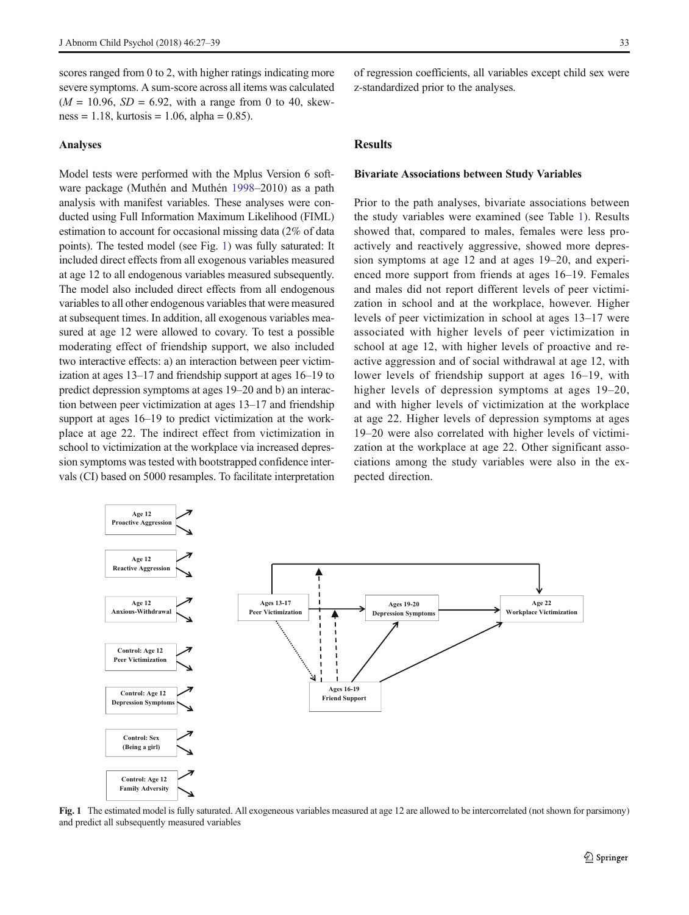scores ranged from 0 to 2, with higher ratings indicating more severe symptoms. A sum-score across all items was calculated ($M = 10.96$, $SD = 6.92$, with a range from 0 to 40, skewness = 1.18, kurtosis = 1.06, alpha = 0.85).

### Analyses

Model tests were performed with the Mplus Version 6 software package (Muthén and Muthén 1998–2010) as a path analysis with manifest variables. These analyses were conducted using Full Information Maximum Likelihood (FIML) estimation to account for occasional missing data (2% of data points). The tested model (see Fig. 1) was fully saturated: It included direct effects from all exogenous variables measured at age 12 to all endogenous variables measured subsequently. The model also included direct effects from all endogenous variables to all other endogenous variables that were measured at subsequent times. In addition, all exogenous variables measured at age 12 were allowed to covary. To test a possible moderating effect of friendship support, we also included two interactive effects: a) an interaction between peer victimization at ages 13–17 and friendship support at ages 16–19 to predict depression symptoms at ages 19–20 and b) an interaction between peer victimization at ages 13–17 and friendship support at ages 16–19 to predict victimization at the workplace at age 22. The indirect effect from victimization in school to victimization at the workplace via increased depression symptoms was tested with bootstrapped confidence intervals (CI) based on 5000 resamples. To facilitate interpretation of regression coefficients, all variables except child sex were z-standardized prior to the analyses.

## Results

### Bivariate Associations between Study Variables

Prior to the path analyses, bivariate associations between the study variables were examined (see Table 1). Results showed that, compared to males, females were less proactively and reactively aggressive, showed more depression symptoms at age 12 and at ages 19–20, and experienced more support from friends at ages 16–19. Females and males did not report different levels of peer victimization in school and at the workplace, however. Higher levels of peer victimization in school at ages 13–17 were associated with higher levels of peer victimization in school at age 12, with higher levels of proactive and reactive aggression and of social withdrawal at age 12, with lower levels of friendship support at ages 16–19, with higher levels of depression symptoms at ages 19–20, and with higher levels of victimization at the workplace at age 22. Higher levels of depression symptoms at ages 19–20 were also correlated with higher levels of victimization at the workplace at age 22. Other significant associations among the study variables were also in the expected direction.

Age 12 Proactive Aggression; Age 12 Reactive Aggression; Age 12 Anxious-Withdrawal; Control: Age 12 Peer Victimization; Control: Age 12 Depression Symptoms; Control: Sex (Being a girl); Control: Age 12 Family Adversity; Ages 13-17 Peer Victimization; Ages 19-20 Depression Symptoms; Age 22 Workplace Victimization; Ages 16-19 Friend Support

**Fig. 1** The estimated model is fully saturated. All exogeneous variables measured at age 12 are allowed to be intercorrelated (not shown for parsimony) and predict all subsequently measured variables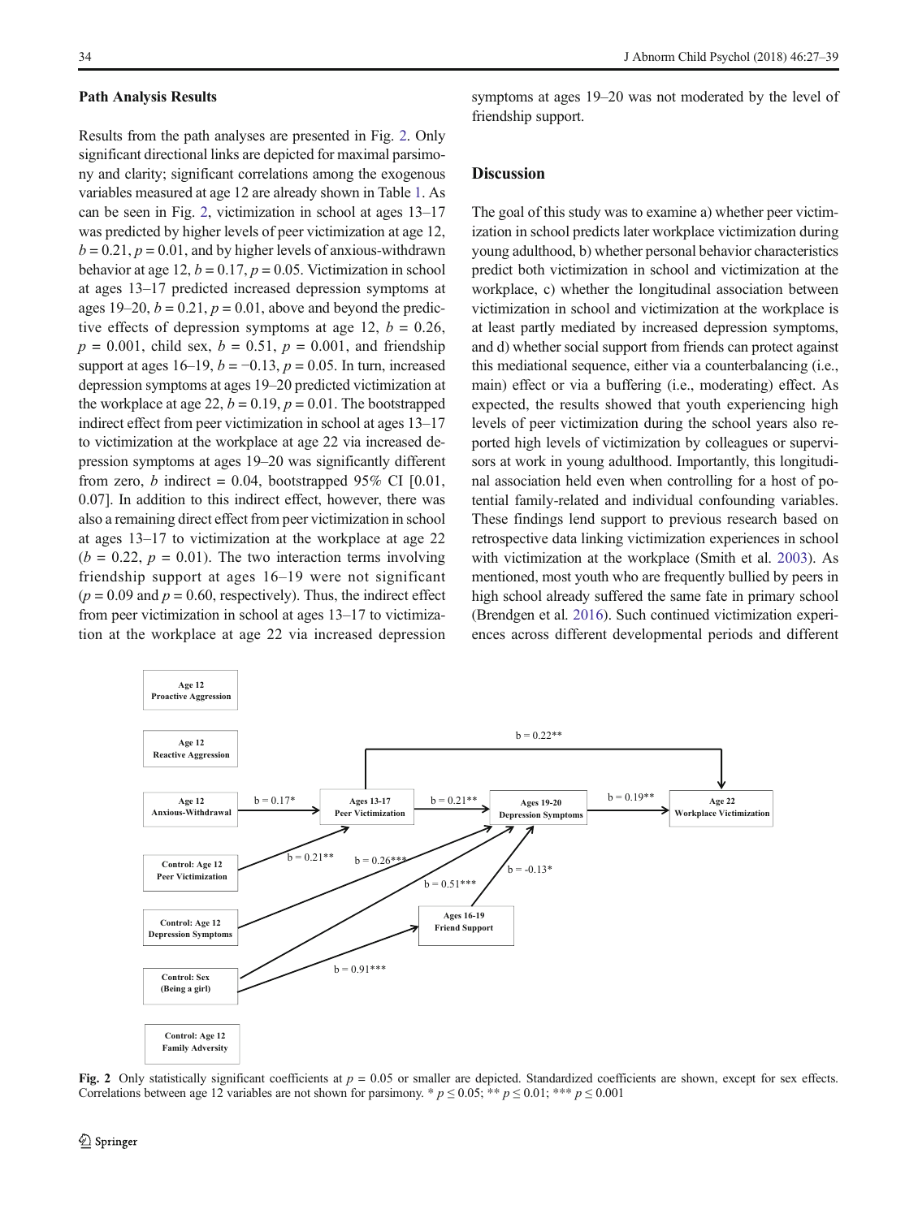### Path Analysis Results

Results from the path analyses are presented in Fig. 2. Only significant directional links are depicted for maximal parsimony and clarity; significant correlations among the exogenous variables measured at age 12 are already shown in Table 1. As can be seen in Fig. 2, victimization in school at ages 13–17 was predicted by higher levels of peer victimization at age 12, $b = 0.21$, $p = 0.01$, and by higher levels of anxious-withdrawn behavior at age 12, $b = 0.17$, $p = 0.05$. Victimization in school at ages 13–17 predicted increased depression symptoms at ages 19–20, $b = 0.21$, $p = 0.01$, above and beyond the predictive effects of depression symptoms at age 12, $b = 0.26$, $p = 0.001$, child sex, $b = 0.51$, $p = 0.001$, and friendship support at ages 16–19, $b = -0.13$, $p = 0.05$. In turn, increased depression symptoms at ages 19–20 predicted victimization at the workplace at age 22, $b = 0.19$, $p = 0.01$. The bootstrapped indirect effect from peer victimization in school at ages 13–17 to victimization at the workplace at age 22 via increased depression symptoms at ages 19–20 was significantly different from zero, $b$ indirect = 0.04, bootstrapped 95% CI [0.01, 0.07]. In addition to this indirect effect, however, there was also a remaining direct effect from peer victimization in school at ages 13–17 to victimization at the workplace at age 22 ($b = 0.22$, $p = 0.01$). The two interaction terms involving friendship support at ages 16–19 were not significant ($p = 0.09$ and $p = 0.60$, respectively). Thus, the indirect effect from peer victimization in school at ages 13–17 to victimization at the workplace at age 22 via increased depression symptoms at ages 19–20 was not moderated by the level of friendship support.

## Discussion

The goal of this study was to examine a) whether peer victimization in school predicts later workplace victimization during young adulthood, b) whether personal behavior characteristics predict both victimization in school and victimization at the workplace, c) whether the longitudinal association between victimization in school and victimization at the workplace is at least partly mediated by increased depression symptoms, and d) whether social support from friends can protect against this mediational sequence, either via a counterbalancing (i.e., main) effect or via a buffering (i.e., moderating) effect. As expected, the results showed that youth experiencing high levels of peer victimization during the school years also reported high levels of victimization by colleagues or supervisors at work in young adulthood. Importantly, this longitudinal association held even when controlling for a host of potential family-related and individual confounding variables. These findings lend support to previous research based on retrospective data linking victimization experiences in school with victimization at the workplace (Smith et al. 2003). As mentioned, most youth who are frequently bullied by peers in high school already suffered the same fate in primary school (Brendgen et al. 2016). Such continued victimization experiences across different developmental periods and different

**Fig. 2** Only statistically significant coefficients at $p = 0.05$ or smaller are depicted. Standardized coefficients are shown, except for sex effects. Correlations between age 12 variables are not shown for parsimony. * $p \le 0.05$; ** $p \le 0.01$; *** $p \le 0.001$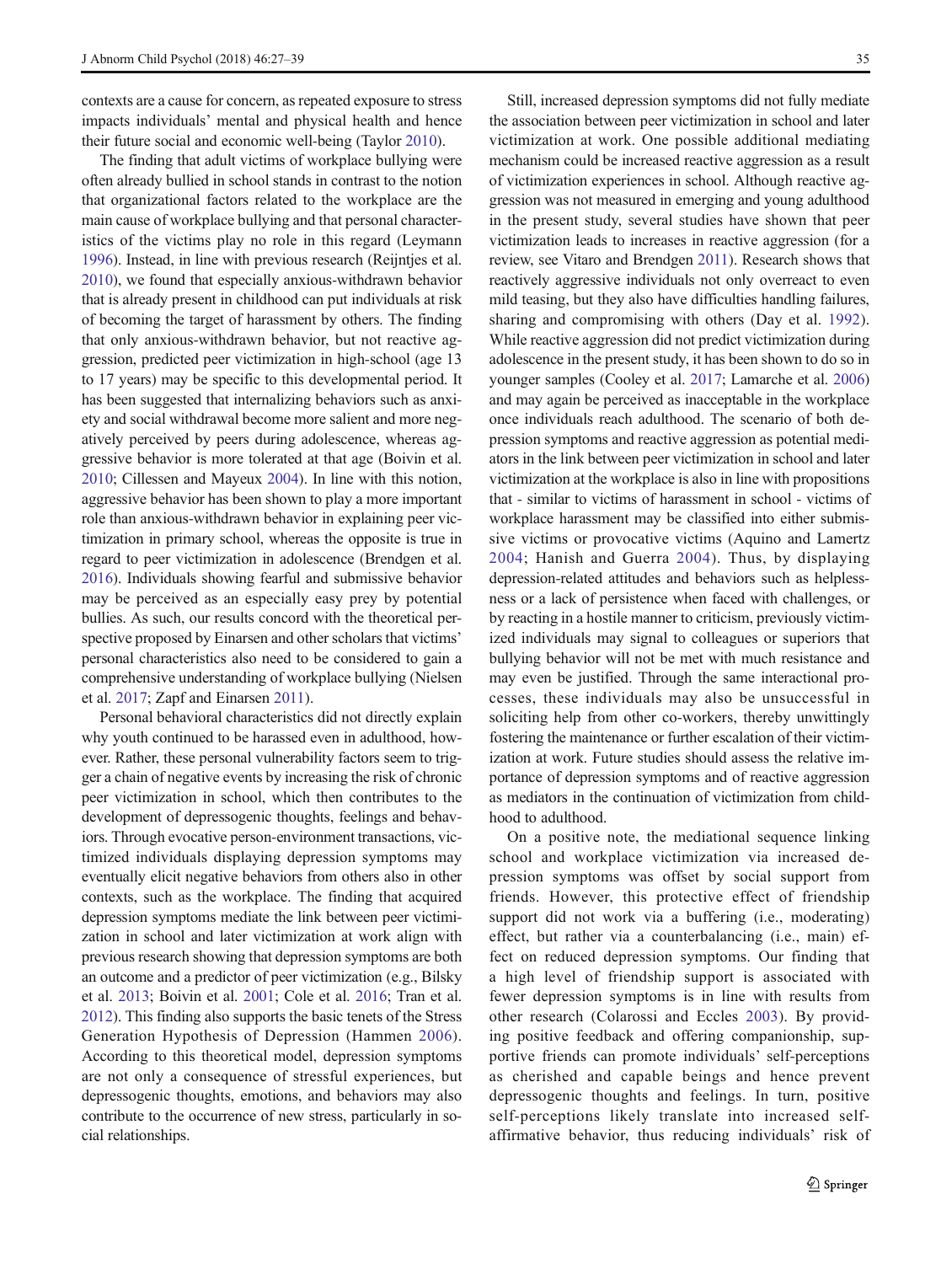contexts are a cause for concern, as repeated exposure to stress impacts individuals' mental and physical health and hence their future social and economic well-being (Taylor 2010).

The finding that adult victims of workplace bullying were often already bullied in school stands in contrast to the notion that organizational factors related to the workplace are the main cause of workplace bullying and that personal characteristics of the victims play no role in this regard (Leymann 1996). Instead, in line with previous research (Reijntjes et al. 2010), we found that especially anxious-withdrawn behavior that is already present in childhood can put individuals at risk of becoming the target of harassment by others. The finding that only anxious-withdrawn behavior, but not reactive aggression, predicted peer victimization in high-school (age 13 to 17 years) may be specific to this developmental period. It has been suggested that internalizing behaviors such as anxiety and social withdrawal become more salient and more negatively perceived by peers during adolescence, whereas aggressive behavior is more tolerated at that age (Boivin et al. 2010; Cillessen and Mayeux 2004). In line with this notion, aggressive behavior has been shown to play a more important role than anxious-withdrawn behavior in explaining peer victimization in primary school, whereas the opposite is true in regard to peer victimization in adolescence (Brendgen et al. 2016). Individuals showing fearful and submissive behavior may be perceived as an especially easy prey by potential bullies. As such, our results concord with the theoretical perspective proposed by Einarsen and other scholars that victims' personal characteristics also need to be considered to gain a comprehensive understanding of workplace bullying (Nielsen et al. 2017; Zapf and Einarsen 2011).

Personal behavioral characteristics did not directly explain why youth continued to be harassed even in adulthood, however. Rather, these personal vulnerability factors seem to trigger a chain of negative events by increasing the risk of chronic peer victimization in school, which then contributes to the development of depressogenic thoughts, feelings and behaviors. Through evocative person-environment transactions, victimized individuals displaying depression symptoms may eventually elicit negative behaviors from others also in other contexts, such as the workplace. The finding that acquired depression symptoms mediate the link between peer victimization in school and later victimization at work align with previous research showing that depression symptoms are both an outcome and a predictor of peer victimization (e.g., Bilsky et al. 2013; Boivin et al. 2001; Cole et al. 2016; Tran et al. 2012). This finding also supports the basic tenets of the Stress Generation Hypothesis of Depression (Hammen 2006). According to this theoretical model, depression symptoms are not only a consequence of stressful experiences, but depressogenic thoughts, emotions, and behaviors may also contribute to the occurrence of new stress, particularly in social relationships.

Still, increased depression symptoms did not fully mediate the association between peer victimization in school and later victimization at work. One possible additional mediating mechanism could be increased reactive aggression as a result of victimization experiences in school. Although reactive aggression was not measured in emerging and young adulthood in the present study, several studies have shown that peer victimization leads to increases in reactive aggression (for a review, see Vitaro and Brendgen 2011). Research shows that reactively aggressive individuals not only overreact to even mild teasing, but they also have difficulties handling failures, sharing and compromising with others (Day et al. 1992). While reactive aggression did not predict victimization during adolescence in the present study, it has been shown to do so in younger samples (Cooley et al. 2017; Lamarche et al. 2006) and may again be perceived as inacceptable in the workplace once individuals reach adulthood. The scenario of both depression symptoms and reactive aggression as potential mediators in the link between peer victimization in school and later victimization at the workplace is also in line with propositions that - similar to victims of harassment in school - victims of workplace harassment may be classified into either submissive victims or provocative victims (Aquino and Lamertz 2004; Hanish and Guerra 2004). Thus, by displaying depression-related attitudes and behaviors such as helplessness or a lack of persistence when faced with challenges, or by reacting in a hostile manner to criticism, previously victimized individuals may signal to colleagues or superiors that bullying behavior will not be met with much resistance and may even be justified. Through the same interactional processes, these individuals may also be unsuccessful in soliciting help from other co-workers, thereby unwittingly fostering the maintenance or further escalation of their victimization at work. Future studies should assess the relative importance of depression symptoms and of reactive aggression as mediators in the continuation of victimization from childhood to adulthood.

On a positive note, the mediational sequence linking school and workplace victimization via increased depression symptoms was offset by social support from friends. However, this protective effect of friendship support did not work via a buffering (i.e., moderating) effect, but rather via a counterbalancing (i.e., main) effect on reduced depression symptoms. Our finding that a high level of friendship support is associated with fewer depression symptoms is in line with results from other research (Colarossi and Eccles 2003). By providing positive feedback and offering companionship, supportive friends can promote individuals' self-perceptions as cherished and capable beings and hence prevent depressogenic thoughts and feelings. In turn, positive self-perceptions likely translate into increased self-affirmative behavior, thus reducing individuals' risk of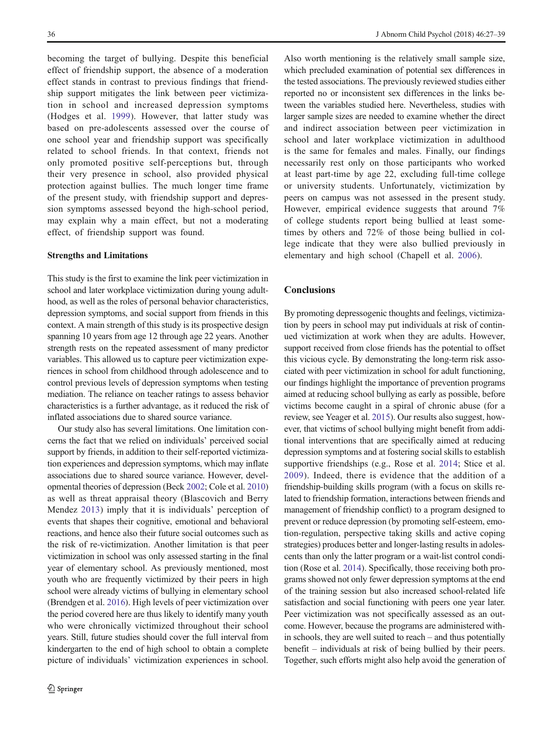becoming the target of bullying. Despite this beneficial effect of friendship support, the absence of a moderation effect stands in contrast to previous findings that friendship support mitigates the link between peer victimization in school and increased depression symptoms (Hodges et al. 1999). However, that latter study was based on pre-adolescents assessed over the course of one school year and friendship support was specifically related to school friends. In that context, friends not only promoted positive self-perceptions but, through their very presence in school, also provided physical protection against bullies. The much longer time frame of the present study, with friendship support and depression symptoms assessed beyond the high-school period, may explain why a main effect, but not a moderating effect, of friendship support was found.

### Strengths and Limitations

This study is the first to examine the link peer victimization in school and later workplace victimization during young adulthood, as well as the roles of personal behavior characteristics, depression symptoms, and social support from friends in this context. A main strength of this study is its prospective design spanning 10 years from age 12 through age 22 years. Another strength rests on the repeated assessment of many predictor variables. This allowed us to capture peer victimization experiences in school from childhood through adolescence and to control previous levels of depression symptoms when testing mediation. The reliance on teacher ratings to assess behavior characteristics is a further advantage, as it reduced the risk of inflated associations due to shared source variance.

Our study also has several limitations. One limitation concerns the fact that we relied on individuals' perceived social support by friends, in addition to their self-reported victimization experiences and depression symptoms, which may inflate associations due to shared source variance. However, developmental theories of depression (Beck 2002; Cole et al. 2010) as well as threat appraisal theory (Blascovich and Berry Mendez 2013) imply that it is individuals' perception of events that shapes their cognitive, emotional and behavioral reactions, and hence also their future social outcomes such as the risk of re-victimization. Another limitation is that peer victimization in school was only assessed starting in the final year of elementary school. As previously mentioned, most youth who are frequently victimized by their peers in high school were already victims of bullying in elementary school (Brendgen et al. 2016). High levels of peer victimization over the period covered here are thus likely to identify many youth who were chronically victimized throughout their school years. Still, future studies should cover the full interval from kindergarten to the end of high school to obtain a complete picture of individuals' victimization experiences in school. Also worth mentioning is the relatively small sample size, which precluded examination of potential sex differences in the tested associations. The previously reviewed studies either reported no or inconsistent sex differences in the links between the variables studied here. Nevertheless, studies with larger sample sizes are needed to examine whether the direct and indirect association between peer victimization in school and later workplace victimization in adulthood is the same for females and males. Finally, our findings necessarily rest only on those participants who worked at least part-time by age 22, excluding full-time college or university students. Unfortunately, victimization by peers on campus was not assessed in the present study. However, empirical evidence suggests that around 7% of college students report being bullied at least sometimes by others and 72% of those being bullied in college indicate that they were also bullied previously in elementary and high school (Chapell et al. 2006).

## Conclusions

By promoting depressogenic thoughts and feelings, victimization by peers in school may put individuals at risk of continued victimization at work when they are adults. However, support received from close friends has the potential to offset this vicious cycle. By demonstrating the long-term risk associated with peer victimization in school for adult functioning, our findings highlight the importance of prevention programs aimed at reducing school bullying as early as possible, before victims become caught in a spiral of chronic abuse (for a review, see Yeager et al. 2015). Our results also suggest, however, that victims of school bullying might benefit from additional interventions that are specifically aimed at reducing depression symptoms and at fostering social skills to establish supportive friendships (e.g., Rose et al. 2014; Stice et al. 2009). Indeed, there is evidence that the addition of a friendship-building skills program (with a focus on skills related to friendship formation, interactions between friends and management of friendship conflict) to a program designed to prevent or reduce depression (by promoting self-esteem, emotion-regulation, perspective taking skills and active coping strategies) produces better and longer-lasting results in adolescents than only the latter program or a wait-list control condition (Rose et al. 2014). Specifically, those receiving both programs showed not only fewer depression symptoms at the end of the training session but also increased school-related life satisfaction and social functioning with peers one year later. Peer victimization was not specifically assessed as an outcome. However, because the programs are administered within schools, they are well suited to reach – and thus potentially benefit – individuals at risk of being bullied by their peers. Together, such efforts might also help avoid the generation of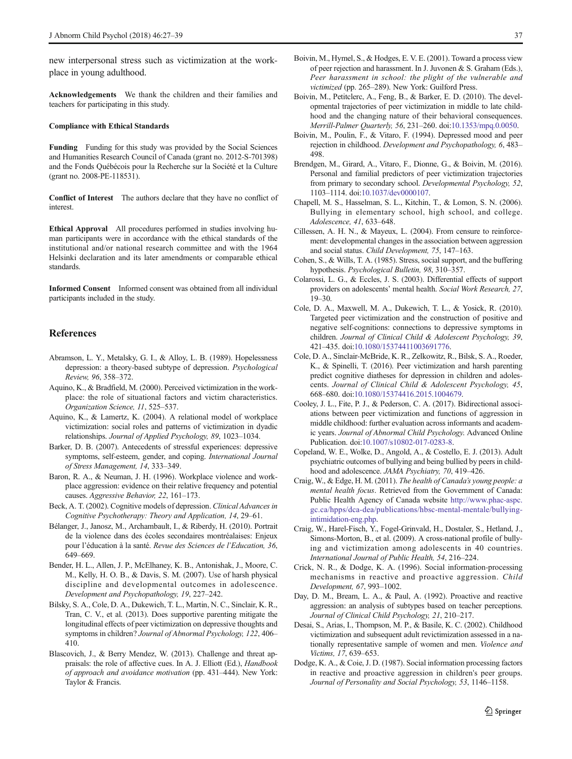new interpersonal stress such as victimization at the workplace in young adulthood.

**Acknowledgements** We thank the children and their families and teachers for participating in this study.

**Compliance with Ethical Standards**

**Funding** Funding for this study was provided by the Social Sciences and Humanities Research Council of Canada (grant no. 2012-S-701398) and the Fonds Québécois pour la Recherche sur la Société et la Culture (grant no. 2008-PE-118531).

**Conflict of Interest** The authors declare that they have no conflict of interest.

**Ethical Approval** All procedures performed in studies involving human participants were in accordance with the ethical standards of the institutional and/or national research committee and with the 1964 Helsinki declaration and its later amendments or comparable ethical standards.

**Informed Consent** Informed consent was obtained from all individual participants included in the study.

## References

Abramson, L. Y., Metalsky, G. I., & Alloy, L. B. (1989). Hopelessness depression: a theory-based subtype of depression. *Psychological Review, 96*, 358–372.

Aquino, K., & Bradfield, M. (2000). Perceived victimization in the workplace: the role of situational factors and victim characteristics. *Organization Science, 11*, 525–537.

Aquino, K., & Lamertz, K. (2004). A relational model of workplace victimization: social roles and patterns of victimization in dyadic relationships. *Journal of Applied Psychology, 89*, 1023–1034.

Barker, D. B. (2007). Antecedents of stressful experiences: depressive symptoms, self-esteem, gender, and coping. *International Journal of Stress Management, 14*, 333–349.

Baron, R. A., & Neuman, J. H. (1996). Workplace violence and workplace aggression: evidence on their relative frequency and potential causes. *Aggressive Behavior, 22*, 161–173.

Beck, A. T. (2002). Cognitive models of depression. *Clinical Advances in Cognitive Psychotherapy: Theory and Application, 14*, 29–61.

Bélanger, J., Janosz, M., Archambault, I., & Riberdy, H. (2010). Portrait de la violence dans des écoles secondaires montréalaises: Enjeux pour l'éducation à la santé. *Revue des Sciences de l'Education, 36*, 649–669.

Bender, H. L., Allen, J. P., McElhaney, K. B., Antonishak, J., Moore, C. M., Kelly, H. O. B., & Davis, S. M. (2007). Use of harsh physical discipline and developmental outcomes in adolescence. *Development and Psychopathology, 19*, 227–242.

Bilsky, S. A., Cole, D. A., Dukewich, T. L., Martin, N. C., Sinclair, K. R., Tran, C. V., et al. (2013). Does supportive parenting mitigate the longitudinal effects of peer victimization on depressive thoughts and symptoms in children? *Journal of Abnormal Psychology, 122*, 406–410.

Blascovich, J., & Berry Mendez, W. (2013). Challenge and threat appraisals: the role of affective cues. In A. J. Elliott (Ed.), *Handbook of approach and avoidance motivation* (pp. 431–444). New York: Taylor & Francis.

Boivin, M., Hymel, S., & Hodges, E. V. E. (2001). Toward a process view of peer rejection and harassment. In J. Juvonen & S. Graham (Eds.), *Peer harassment in school: the plight of the vulnerable and victimized* (pp. 265–289). New York: Guilford Press.

Boivin, M., Petitclerc, A., Feng, B., & Barker, E. D. (2010). The developmental trajectories of peer victimization in middle to late childhood and the changing nature of their behavioral consequences. *Merrill-Palmer Quarterly, 56*, 231–260. doi:10.1353/mpq.0.0050.

Boivin, M., Poulin, F., & Vitaro, F. (1994). Depressed mood and peer rejection in childhood. *Development and Psychopathology, 6*, 483–498.

Brendgen, M., Girard, A., Vitaro, F., Dionne, G., & Boivin, M. (2016). Personal and familial predictors of peer victimization trajectories from primary to secondary school. *Developmental Psychology, 52*, 1103–1114. doi:10.1037/dev0000107.

Chapell, M. S., Hasselman, S. L., Kitchin, T., & Lomon, S. N. (2006). Bullying in elementary school, high school, and college. *Adolescence, 41*, 633–648.

Cillessen, A. H. N., & Mayeux, L. (2004). From censure to reinforcement: developmental changes in the association between aggression and social status. *Child Development, 75*, 147–163.

Cohen, S., & Wills, T. A. (1985). Stress, social support, and the buffering hypothesis. *Psychological Bulletin, 98*, 310–357.

Colarossi, L. G., & Eccles, J. S. (2003). Differential effects of support providers on adolescents' mental health. *Social Work Research, 27*, 19–30.

Cole, D. A., Maxwell, M. A., Dukewich, T. L., & Yosick, R. (2010). Targeted peer victimization and the construction of positive and negative self-cognitions: connections to depressive symptoms in children. *Journal of Clinical Child & Adolescent Psychology, 39*, 421–435. doi:10.1080/15374411003691776.

Cole, D. A., Sinclair-McBride, K. R., Zelkowitz, R., Bilsk, S. A., Roeder, K., & Spinelli, T. (2016). Peer victimization and harsh parenting predict cognitive diatheses for depression in children and adolescents. *Journal of Clinical Child & Adolescent Psychology, 45*, 668–680. doi:10.1080/15374416.2015.1004679.

Cooley, J. L., Fite, P. J., & Pederson, C. A. (2017). Bidirectional associations between peer victimization and functions of aggression in middle childhood: further evaluation across informants and academic years. *Journal of Abnormal Child Psychology.* Advanced Online Publication. doi:10.1007/s10802-017-0283-8.

Copeland, W. E., Wolke, D., Angold, A., & Costello, E. J. (2013). Adult psychiatric outcomes of bullying and being bullied by peers in childhood and adolescence. *JAMA Psychiatry, 70*, 419–426.

Craig, W., & Edge, H. M. (2011). *The health of Canada's young people: a mental health focus*. Retrieved from the Government of Canada: Public Health Agency of Canada website http://www.phac-aspc.gc.ca/hpps/dca-dea/publications/hbsc-mentale/bullying-intimidation-eng.php.

Craig, W., Harel-Fisch, Y., Fogel-Grinvald, H., Dostaler, S., Hetland, J., Simons-Morton, B., et al. (2009). A cross-national profile of bullying and victimization among adolescents in 40 countries. *International Journal of Public Health, 54*, 216–224.

Crick, N. R., & Dodge, K. A. (1996). Social information-processing mechanisms in reactive and proactive aggression. *Child Development, 67*, 993–1002.

Day, D. M., Bream, L. A., & Paul, A. (1992). Proactive and reactive aggression: an analysis of subtypes based on teacher perceptions. *Journal of Clinical Child Psychology, 21*, 210–217.

Desai, S., Arias, I., Thompson, M. P., & Basile, K. C. (2002). Childhood victimization and subsequent adult revictimization assessed in a nationally representative sample of women and men. *Violence and Victims, 17*, 639–653.

Dodge, K. A., & Coie, J. D. (1987). Social information processing factors in reactive and proactive aggression in children's peer groups. *Journal of Personality and Social Psychology, 53*, 1146–1158.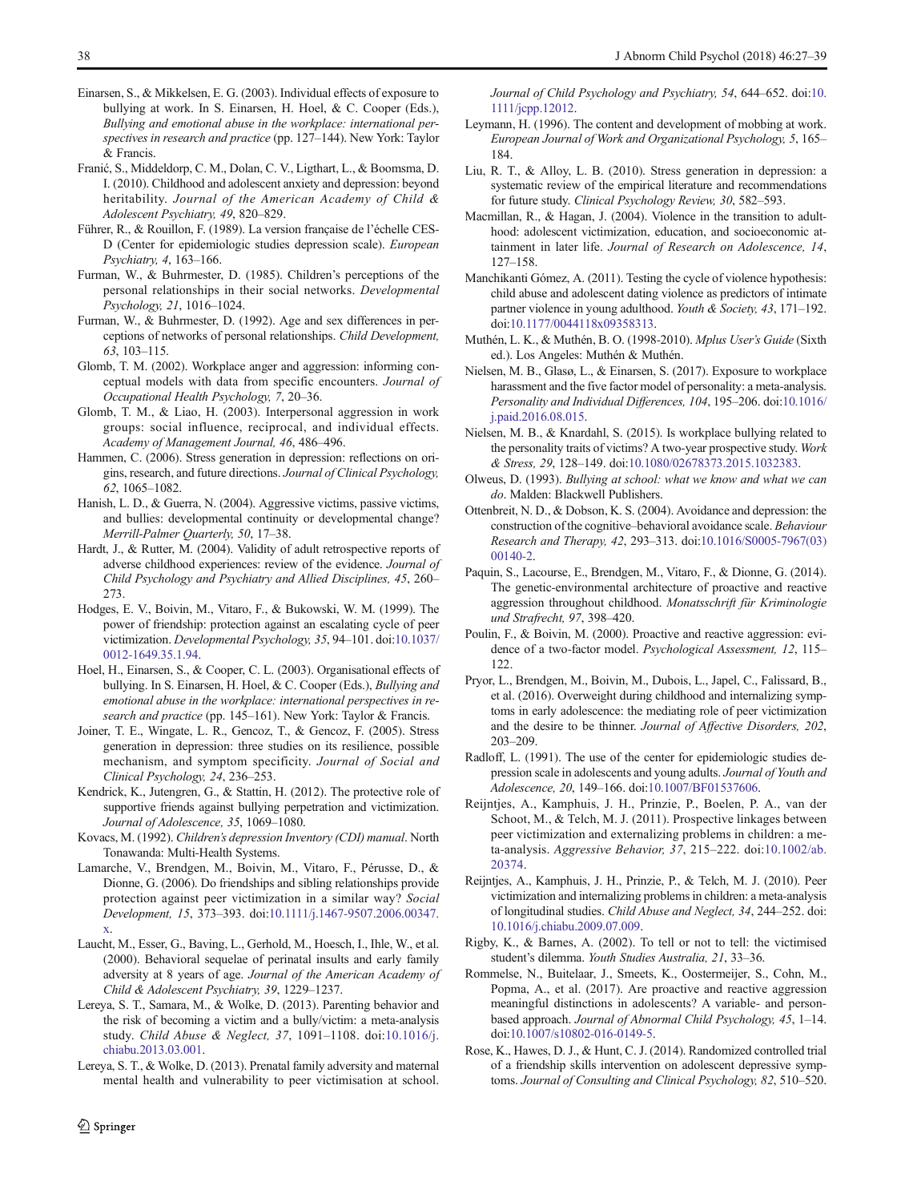Einarsen, S., & Mikkelsen, E. G. (2003). Individual effects of exposure to bullying at work. In S. Einarsen, H. Hoel, & C. Cooper (Eds.), *Bullying and emotional abuse in the workplace: international perspectives in research and practice* (pp. 127–144). New York: Taylor & Francis.

Franić, S., Middeldorp, C. M., Dolan, C. V., Ligthart, L., & Boomsma, D. I. (2010). Childhood and adolescent anxiety and depression: beyond heritability. *Journal of the American Academy of Child & Adolescent Psychiatry, 49*, 820–829.

Führer, R., & Rouillon, F. (1989). La version française de l'échelle CES-D (Center for epidemiologic studies depression scale). *European Psychiatry, 4*, 163–166.

Furman, W., & Buhrmester, D. (1985). Children's perceptions of the personal relationships in their social networks. *Developmental Psychology, 21*, 1016–1024.

Furman, W., & Buhrmester, D. (1992). Age and sex differences in perceptions of networks of personal relationships. *Child Development, 63*, 103–115.

Glomb, T. M. (2002). Workplace anger and aggression: informing conceptual models with data from specific encounters. *Journal of Occupational Health Psychology, 7*, 20–36.

Glomb, T. M., & Liao, H. (2003). Interpersonal aggression in work groups: social influence, reciprocal, and individual effects. *Academy of Management Journal, 46*, 486–496.

Hammen, C. (2006). Stress generation in depression: reflections on origins, research, and future directions. *Journal of Clinical Psychology, 62*, 1065–1082.

Hanish, L. D., & Guerra, N. (2004). Aggressive victims, passive victims, and bullies: developmental continuity or developmental change? *Merrill-Palmer Quarterly, 50*, 17–38.

Hardt, J., & Rutter, M. (2004). Validity of adult retrospective reports of adverse childhood experiences: review of the evidence. *Journal of Child Psychology and Psychiatry and Allied Disciplines, 45*, 260–273.

Hodges, E. V., Boivin, M., Vitaro, F., & Bukowski, W. M. (1999). The power of friendship: protection against an escalating cycle of peer victimization. *Developmental Psychology, 35*, 94–101. doi:10.1037/0012-1649.35.1.94.

Hoel, H., Einarsen, S., & Cooper, C. L. (2003). Organisational effects of bullying. In S. Einarsen, H. Hoel, & C. Cooper (Eds.), *Bullying and emotional abuse in the workplace: international perspectives in research and practice* (pp. 145–161). New York: Taylor & Francis.

Joiner, T. E., Wingate, L. R., Gencoz, T., & Gencoz, F. (2005). Stress generation in depression: three studies on its resilience, possible mechanism, and symptom specificity. *Journal of Social and Clinical Psychology, 24*, 236–253.

Kendrick, K., Jutengren, G., & Stattin, H. (2012). The protective role of supportive friends against bullying perpetration and victimization. *Journal of Adolescence, 35*, 1069–1080.

Kovacs, M. (1992). *Children's depression Inventory (CDI) manual*. North Tonawanda: Multi-Health Systems.

Lamarche, V., Brendgen, M., Boivin, M., Vitaro, F., Pérusse, D., & Dionne, G. (2006). Do friendships and sibling relationships provide protection against peer victimization in a similar way? *Social Development, 15*, 373–393. doi:10.1111/j.1467-9507.2006.00347.x.

Laucht, M., Esser, G., Baving, L., Gerhold, M., Hoesch, I., Ihle, W., et al. (2000). Behavioral sequelae of perinatal insults and early family adversity at 8 years of age. *Journal of the American Academy of Child & Adolescent Psychiatry, 39*, 1229–1237.

Lereya, S. T., Samara, M., & Wolke, D. (2013). Parenting behavior and the risk of becoming a victim and a bully/victim: a meta-analysis study. *Child Abuse & Neglect, 37*, 1091–1108. doi:10.1016/j.chiabu.2013.03.001.

Lereya, S. T., & Wolke, D. (2013). Prenatal family adversity and maternal mental health and vulnerability to peer victimisation at school. *Journal of Child Psychology and Psychiatry, 54*, 644–652. doi:10.1111/jcpp.12012.

Leymann, H. (1996). The content and development of mobbing at work. *European Journal of Work and Organizational Psychology, 5*, 165–184.

Liu, R. T., & Alloy, L. B. (2010). Stress generation in depression: a systematic review of the empirical literature and recommendations for future study. *Clinical Psychology Review, 30*, 582–593.

Macmillan, R., & Hagan, J. (2004). Violence in the transition to adulthood: adolescent victimization, education, and socioeconomic attainment in later life. *Journal of Research on Adolescence, 14*, 127–158.

Manchikanti Gómez, A. (2011). Testing the cycle of violence hypothesis: child abuse and adolescent dating violence as predictors of intimate partner violence in young adulthood. *Youth & Society, 43*, 171–192. doi:10.1177/0044118x09358313.

Muthén, L. K., & Muthén, B. O. (1998-2010). *Mplus User's Guide* (Sixth ed.). Los Angeles: Muthén & Muthén.

Nielsen, M. B., Glasø, L., & Einarsen, S. (2017). Exposure to workplace harassment and the five factor model of personality: a meta-analysis. *Personality and Individual Differences, 104*, 195–206. doi:10.1016/j.paid.2016.08.015.

Nielsen, M. B., & Knardahl, S. (2015). Is workplace bullying related to the personality traits of victims? A two-year prospective study. *Work & Stress, 29*, 128–149. doi:10.1080/02678373.2015.1032383.

Olweus, D. (1993). *Bullying at school: what we know and what we can do*. Malden: Blackwell Publishers.

Ottenbreit, N. D., & Dobson, K. S. (2004). Avoidance and depression: the construction of the cognitive–behavioral avoidance scale. *Behaviour Research and Therapy, 42*, 293–313. doi:10.1016/S0005-7967(03)00140-2.

Paquin, S., Lacourse, E., Brendgen, M., Vitaro, F., & Dionne, G. (2014). The genetic-environmental architecture of proactive and reactive aggression throughout childhood. *Monatsschrift für Kriminologie und Strafrecht, 97*, 398–420.

Poulin, F., & Boivin, M. (2000). Proactive and reactive aggression: evidence of a two-factor model. *Psychological Assessment, 12*, 115–122.

Pryor, L., Brendgen, M., Boivin, M., Dubois, L., Japel, C., Falissard, B., et al. (2016). Overweight during childhood and internalizing symptoms in early adolescence: the mediating role of peer victimization and the desire to be thinner. *Journal of Affective Disorders, 202*, 203–209.

Radloff, L. (1991). The use of the center for epidemiologic studies depression scale in adolescents and young adults. *Journal of Youth and Adolescence, 20*, 149–166. doi:10.1007/BF01537606.

Reijntjes, A., Kamphuis, J. H., Prinzie, P., Boelen, P. A., van der Schoot, M., & Telch, M. J. (2011). Prospective linkages between peer victimization and externalizing problems in children: a meta-analysis. *Aggressive Behavior, 37*, 215–222. doi:10.1002/ab.20374.

Reijntjes, A., Kamphuis, J. H., Prinzie, P., & Telch, M. J. (2010). Peer victimization and internalizing problems in children: a meta-analysis of longitudinal studies. *Child Abuse and Neglect, 34*, 244–252. doi:10.1016/j.chiabu.2009.07.009.

Rigby, K., & Barnes, A. (2002). To tell or not to tell: the victimised student's dilemma. *Youth Studies Australia, 21*, 33–36.

Rommelse, N., Buitelaar, J., Smeets, K., Oostermeijer, S., Cohn, M., Popma, A., et al. (2017). Are proactive and reactive aggression meaningful distinctions in adolescents? A variable- and person-based approach. *Journal of Abnormal Child Psychology, 45*, 1–14. doi:10.1007/s10802-016-0149-5.

Rose, K., Hawes, D. J., & Hunt, C. J. (2014). Randomized controlled trial of a friendship skills intervention on adolescent depressive symptoms. *Journal of Consulting and Clinical Psychology, 82*, 510–520.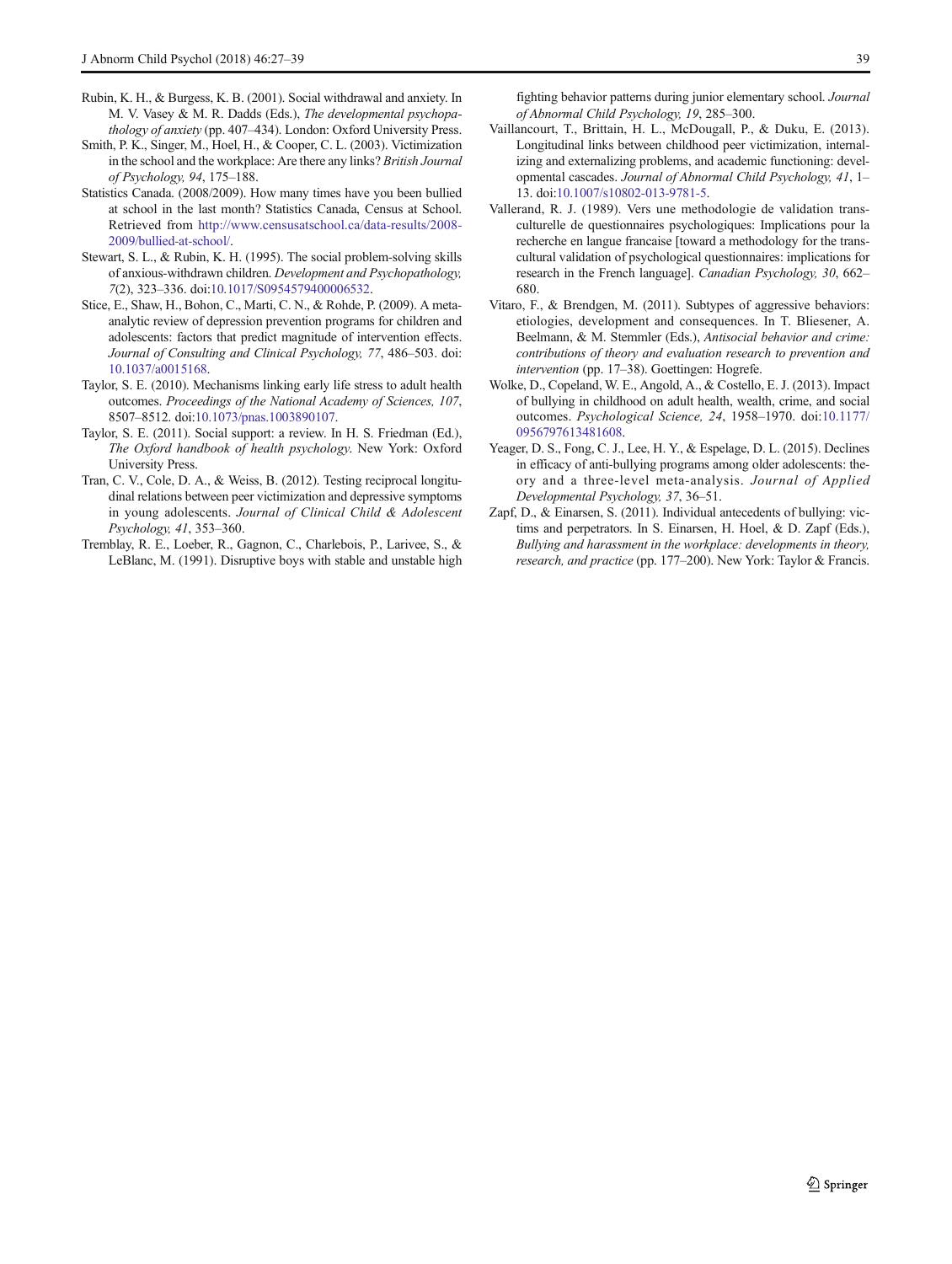Rubin, K. H., & Burgess, K. B. (2001). Social withdrawal and anxiety. In M. V. Vasey & M. R. Dadds (Eds.), *The developmental psychopathology of anxiety* (pp. 407–434). London: Oxford University Press.

Smith, P. K., Singer, M., Hoel, H., & Cooper, C. L. (2003). Victimization in the school and the workplace: Are there any links? *British Journal of Psychology, 94*, 175–188.

Statistics Canada. (2008/2009). How many times have you been bullied at school in the last month? Statistics Canada, Census at School. Retrieved from http://www.censusatschool.ca/data-results/2008-2009/bullied-at-school/.

Stewart, S. L., & Rubin, K. H. (1995). The social problem-solving skills of anxious-withdrawn children. *Development and Psychopathology, 7*(2), 323–336. doi:10.1017/S0954579400006532.

Stice, E., Shaw, H., Bohon, C., Marti, C. N., & Rohde, P. (2009). A meta-analytic review of depression prevention programs for children and adolescents: factors that predict magnitude of intervention effects. *Journal of Consulting and Clinical Psychology, 77*, 486–503. doi: 10.1037/a0015168.

Taylor, S. E. (2010). Mechanisms linking early life stress to adult health outcomes. *Proceedings of the National Academy of Sciences, 107*, 8507–8512. doi:10.1073/pnas.1003890107.

Taylor, S. E. (2011). Social support: a review. In H. S. Friedman (Ed.), *The Oxford handbook of health psychology*. New York: Oxford University Press.

Tran, C. V., Cole, D. A., & Weiss, B. (2012). Testing reciprocal longitudinal relations between peer victimization and depressive symptoms in young adolescents. *Journal of Clinical Child & Adolescent Psychology, 41*, 353–360.

Tremblay, R. E., Loeber, R., Gagnon, C., Charlebois, P., Larivee, S., & LeBlanc, M. (1991). Disruptive boys with stable and unstable high fighting behavior patterns during junior elementary school. *Journal of Abnormal Child Psychology, 19*, 285–300.

Vaillancourt, T., Brittain, H. L., McDougall, P., & Duku, E. (2013). Longitudinal links between childhood peer victimization, internalizing and externalizing problems, and academic functioning: developmental cascades. *Journal of Abnormal Child Psychology, 41*, 1–13. doi:10.1007/s10802-013-9781-5.

Vallerand, R. J. (1989). Vers une methodologie de validation transculturelle de questionnaires psychologiques: Implications pour la recherche en langue francaise [toward a methodology for the transcultural validation of psychological questionnaires: implications for research in the French language]. *Canadian Psychology, 30*, 662–680.

Vitaro, F., & Brendgen, M. (2011). Subtypes of aggressive behaviors: etiologies, development and consequences. In T. Bliesener, A. Beelmann, & M. Stemmler (Eds.), *Antisocial behavior and crime: contributions of theory and evaluation research to prevention and intervention* (pp. 17–38). Goettingen: Hogrefe.

Wolke, D., Copeland, W. E., Angold, A., & Costello, E. J. (2013). Impact of bullying in childhood on adult health, wealth, crime, and social outcomes. *Psychological Science, 24*, 1958–1970. doi:10.1177/0956797613481608.

Yeager, D. S., Fong, C. J., Lee, H. Y., & Espelage, D. L. (2015). Declines in efficacy of anti-bullying programs among older adolescents: theory and a three-level meta-analysis. *Journal of Applied Developmental Psychology, 37*, 36–51.

Zapf, D., & Einarsen, S. (2011). Individual antecedents of bullying: victims and perpetrators. In S. Einarsen, H. Hoel, & D. Zapf (Eds.), *Bullying and harassment in the workplace: developments in theory, research, and practice* (pp. 177–200). New York: Taylor & Francis.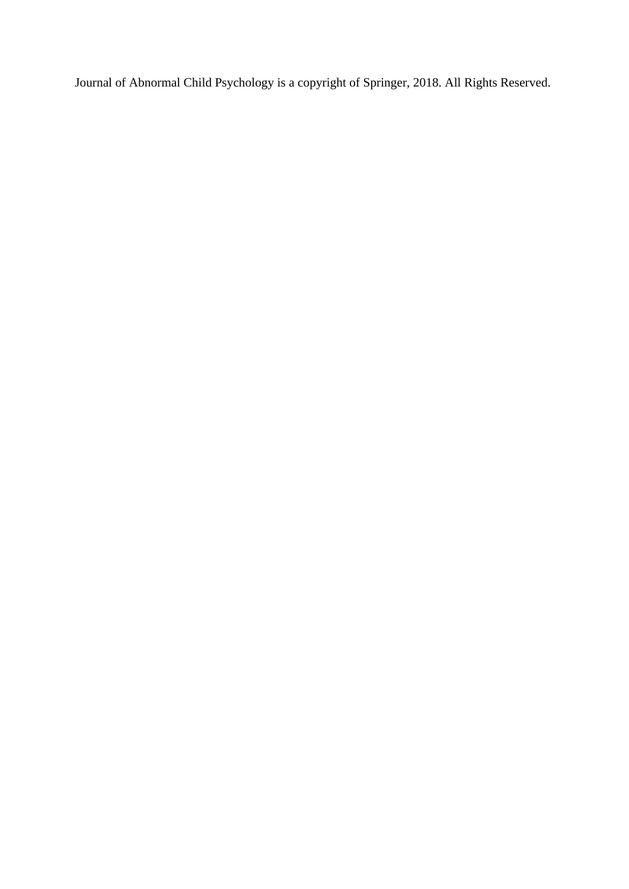Journal of Abnormal Child Psychology is a copyright of Springer, 2018. All Rights Reserved.